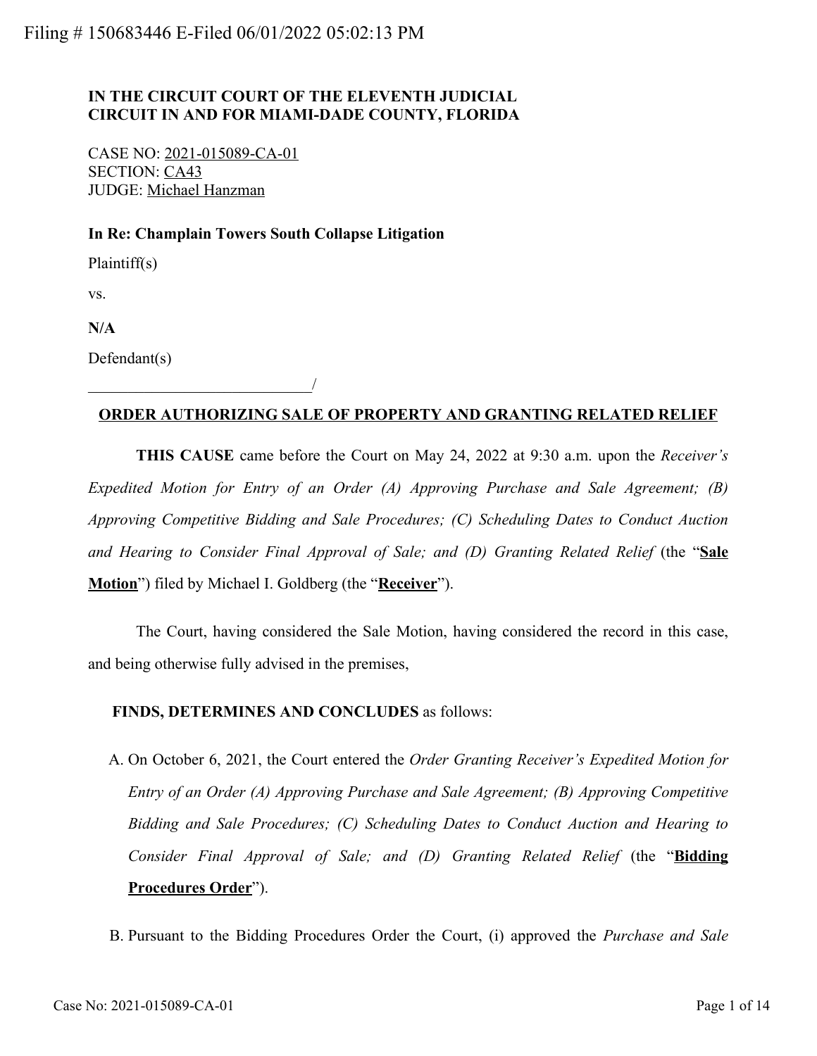Filing # 150683446 E-Filed 06/01/2022 05:02:13 PM

**IN THE CIRCUIT COURT OF THE ELEVENTH JUDICIAL CIRCUIT IN AND FOR MIAMI-DADE COUNTY, FLORIDA**

CASE NO: 2021-015089-CA-01
SECTION: CA43
JUDGE: Michael Hanzman

**In Re: Champlain Towers South Collapse Litigation**

Plaintiff(s)

vs.

**N/A**

Defendant(s)

____________________________/

**ORDER AUTHORIZING SALE OF PROPERTY AND GRANTING RELATED RELIEF**

**THIS CAUSE** came before the Court on May 24, 2022 at 9:30 a.m. upon the *Receiver's Expedited Motion for Entry of an Order (A) Approving Purchase and Sale Agreement; (B) Approving Competitive Bidding and Sale Procedures; (C) Scheduling Dates to Conduct Auction and Hearing to Consider Final Approval of Sale; and (D) Granting Related Relief* (the "**Sale Motion**") filed by Michael I. Goldberg (the "**Receiver**").

The Court, having considered the Sale Motion, having considered the record in this case, and being otherwise fully advised in the premises,

**FINDS, DETERMINES AND CONCLUDES** as follows:

A. On October 6, 2021, the Court entered the *Order Granting Receiver's Expedited Motion for Entry of an Order (A) Approving Purchase and Sale Agreement; (B) Approving Competitive Bidding and Sale Procedures; (C) Scheduling Dates to Conduct Auction and Hearing to Consider Final Approval of Sale; and (D) Granting Related Relief* (the "**Bidding Procedures Order**").

B. Pursuant to the Bidding Procedures Order the Court, (i) approved the *Purchase and Sale*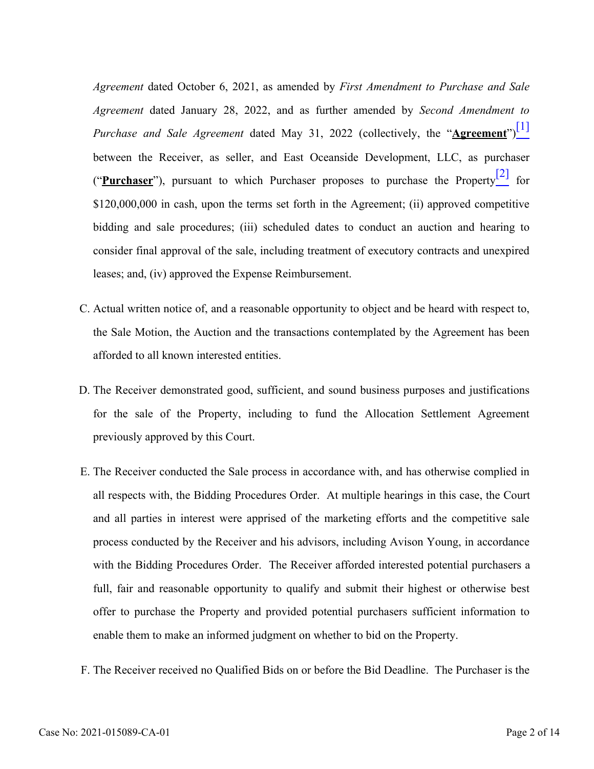*Agreement* dated October 6, 2021, as amended by *First Amendment to Purchase and Sale Agreement* dated January 28, 2022, and as further amended by *Second Amendment to Purchase and Sale Agreement* dated May 31, 2022 (collectively, the "**Agreement**")[1] between the Receiver, as seller, and East Oceanside Development, LLC, as purchaser ("**Purchaser**"), pursuant to which Purchaser proposes to purchase the Property[2] for $120,000,000 in cash, upon the terms set forth in the Agreement; (ii) approved competitive bidding and sale procedures; (iii) scheduled dates to conduct an auction and hearing to consider final approval of the sale, including treatment of executory contracts and unexpired leases; and, (iv) approved the Expense Reimbursement.

C. Actual written notice of, and a reasonable opportunity to object and be heard with respect to, the Sale Motion, the Auction and the transactions contemplated by the Agreement has been afforded to all known interested entities.

D. The Receiver demonstrated good, sufficient, and sound business purposes and justifications for the sale of the Property, including to fund the Allocation Settlement Agreement previously approved by this Court.

E. The Receiver conducted the Sale process in accordance with, and has otherwise complied in all respects with, the Bidding Procedures Order. At multiple hearings in this case, the Court and all parties in interest were apprised of the marketing efforts and the competitive sale process conducted by the Receiver and his advisors, including Avison Young, in accordance with the Bidding Procedures Order. The Receiver afforded interested potential purchasers a full, fair and reasonable opportunity to qualify and submit their highest or otherwise best offer to purchase the Property and provided potential purchasers sufficient information to enable them to make an informed judgment on whether to bid on the Property.

F. The Receiver received no Qualified Bids on or before the Bid Deadline. The Purchaser is the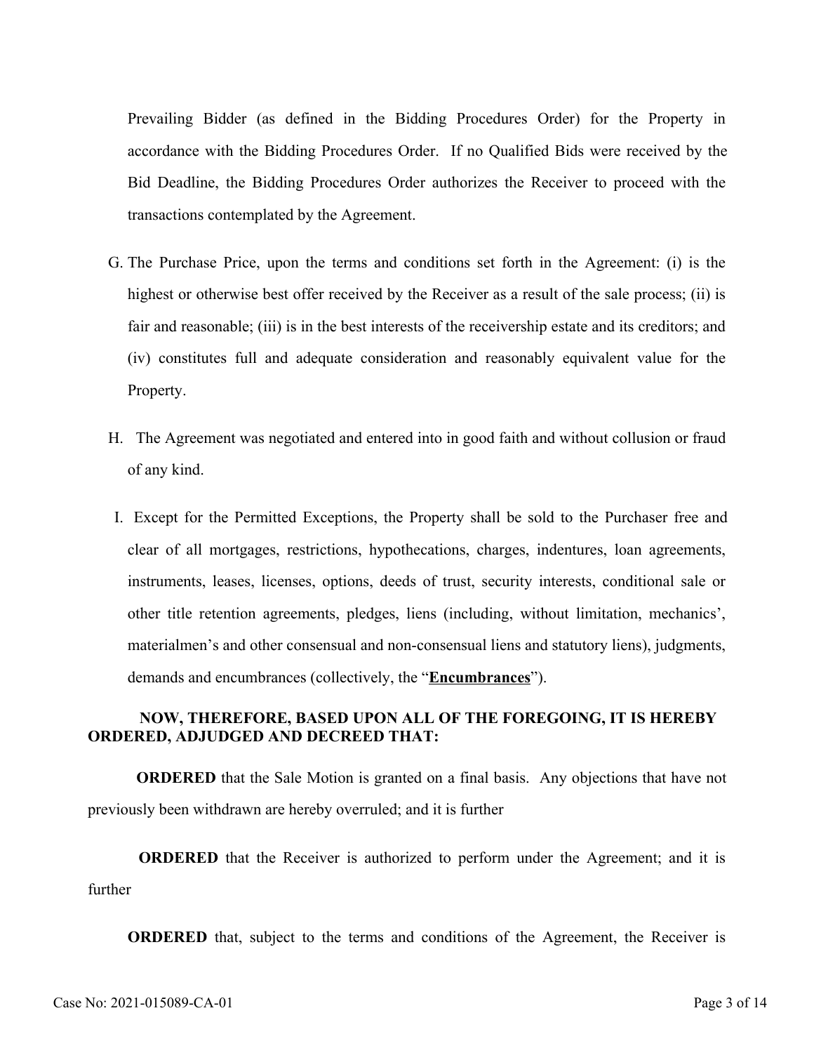Prevailing Bidder (as defined in the Bidding Procedures Order) for the Property in accordance with the Bidding Procedures Order. If no Qualified Bids were received by the Bid Deadline, the Bidding Procedures Order authorizes the Receiver to proceed with the transactions contemplated by the Agreement.

G. The Purchase Price, upon the terms and conditions set forth in the Agreement: (i) is the highest or otherwise best offer received by the Receiver as a result of the sale process; (ii) is fair and reasonable; (iii) is in the best interests of the receivership estate and its creditors; and (iv) constitutes full and adequate consideration and reasonably equivalent value for the Property.

H. The Agreement was negotiated and entered into in good faith and without collusion or fraud of any kind.

I. Except for the Permitted Exceptions, the Property shall be sold to the Purchaser free and clear of all mortgages, restrictions, hypothecations, charges, indentures, loan agreements, instruments, leases, licenses, options, deeds of trust, security interests, conditional sale or other title retention agreements, pledges, liens (including, without limitation, mechanics', materialmen's and other consensual and non-consensual liens and statutory liens), judgments, demands and encumbrances (collectively, the "**Encumbrances**").

**NOW, THEREFORE, BASED UPON ALL OF THE FOREGOING, IT IS HEREBY ORDERED, ADJUDGED AND DECREED THAT:**

**ORDERED** that the Sale Motion is granted on a final basis. Any objections that have not previously been withdrawn are hereby overruled; and it is further

**ORDERED** that the Receiver is authorized to perform under the Agreement; and it is further

**ORDERED** that, subject to the terms and conditions of the Agreement, the Receiver is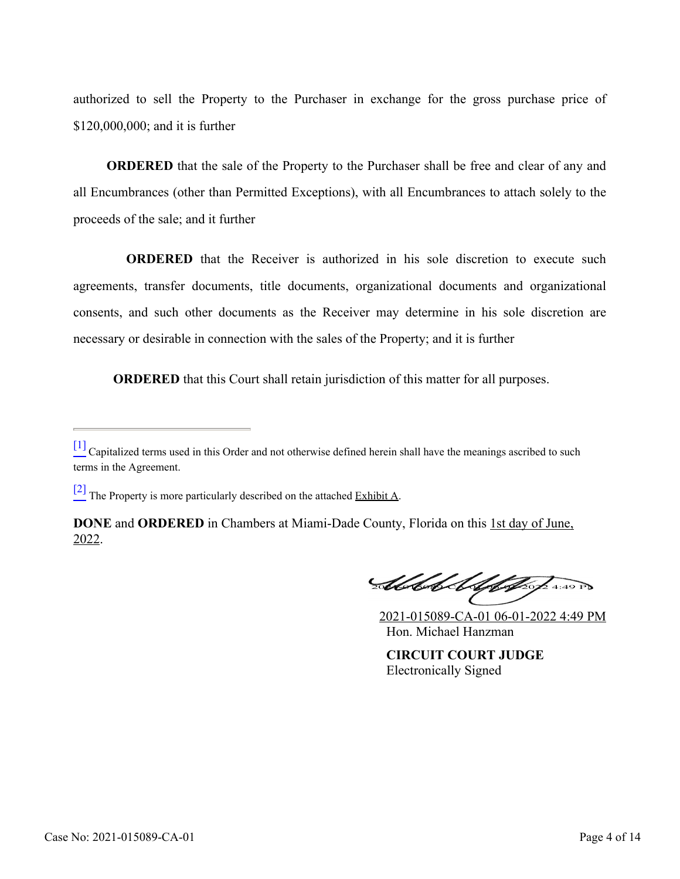authorized to sell the Property to the Purchaser in exchange for the gross purchase price of $120,000,000; and it is further

**ORDERED** that the sale of the Property to the Purchaser shall be free and clear of any and all Encumbrances (other than Permitted Exceptions), with all Encumbrances to attach solely to the proceeds of the sale; and it further

**ORDERED** that the Receiver is authorized in his sole discretion to execute such agreements, transfer documents, title documents, organizational documents and organizational consents, and such other documents as the Receiver may determine in his sole discretion are necessary or desirable in connection with the sales of the Property; and it is further

**ORDERED** that this Court shall retain jurisdiction of this matter for all purposes.

---

[1] Capitalized terms used in this Order and not otherwise defined herein shall have the meanings ascribed to such terms in the Agreement.

[2] The Property is more particularly described on the attached Exhibit A.

**DONE** and **ORDERED** in Chambers at Miami-Dade County, Florida on this 1st day of June, 2022.

2021-015089-CA-01 06-01-2022 4:49 PM
Hon. Michael Hanzman

**CIRCUIT COURT JUDGE**
Electronically Signed

Case No: 2021-015089-CA-01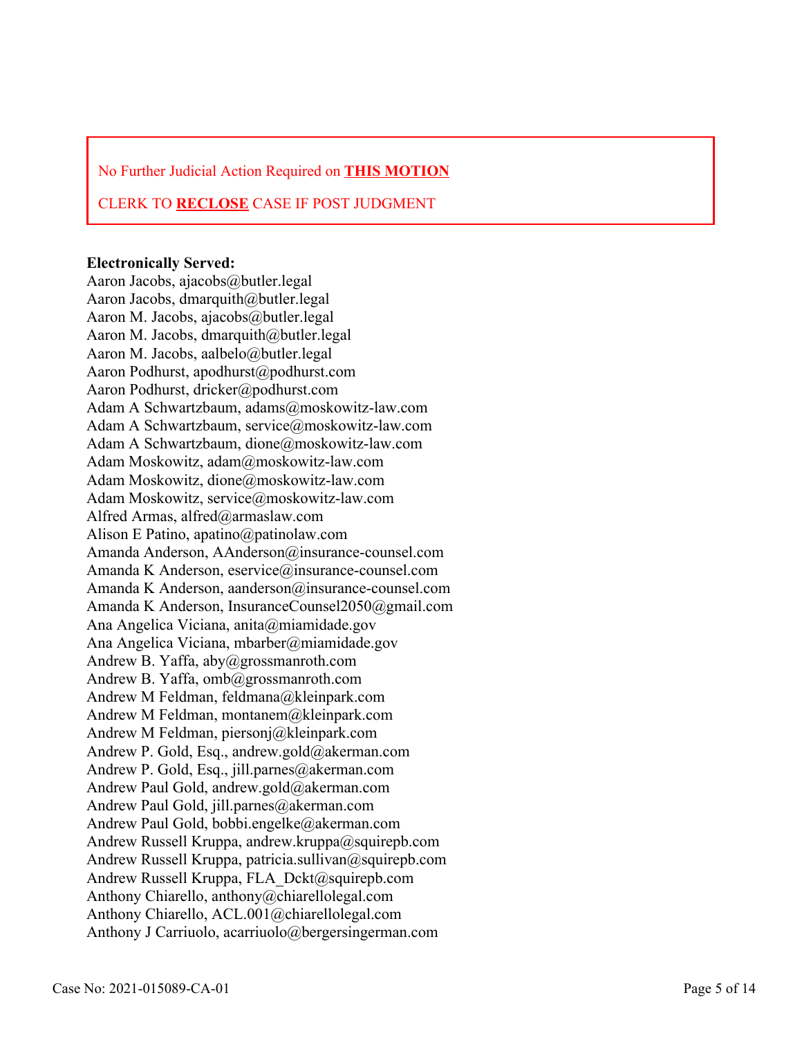No Further Judicial Action Required on **THIS MOTION**

CLERK TO **RECLOSE** CASE IF POST JUDGMENT

**Electronically Served:**

Aaron Jacobs, ajacobs@butler.legal
Aaron Jacobs, dmarquith@butler.legal
Aaron M. Jacobs, ajacobs@butler.legal
Aaron M. Jacobs, dmarquith@butler.legal
Aaron M. Jacobs, aalbelo@butler.legal
Aaron Podhurst, apodhurst@podhurst.com
Aaron Podhurst, dricker@podhurst.com
Adam A Schwartzbaum, adams@moskowitz-law.com
Adam A Schwartzbaum, service@moskowitz-law.com
Adam A Schwartzbaum, dione@moskowitz-law.com
Adam Moskowitz, adam@moskowitz-law.com
Adam Moskowitz, dione@moskowitz-law.com
Adam Moskowitz, service@moskowitz-law.com
Alfred Armas, alfred@armaslaw.com
Alison E Patino, apatino@patinolaw.com
Amanda Anderson, AAnderson@insurance-counsel.com
Amanda K Anderson, eservice@insurance-counsel.com
Amanda K Anderson, aanderson@insurance-counsel.com
Amanda K Anderson, InsuranceCounsel2050@gmail.com
Ana Angelica Viciana, anita@miamidade.gov
Ana Angelica Viciana, mbarber@miamidade.gov
Andrew B. Yaffa, aby@grossmanroth.com
Andrew B. Yaffa, omb@grossmanroth.com
Andrew M Feldman, feldmana@kleinpark.com
Andrew M Feldman, montanem@kleinpark.com
Andrew M Feldman, piersonj@kleinpark.com
Andrew P. Gold, Esq., andrew.gold@akerman.com
Andrew P. Gold, Esq., jill.parnes@akerman.com
Andrew Paul Gold, andrew.gold@akerman.com
Andrew Paul Gold, jill.parnes@akerman.com
Andrew Paul Gold, bobbi.engelke@akerman.com
Andrew Russell Kruppa, andrew.kruppa@squirepb.com
Andrew Russell Kruppa, patricia.sullivan@squirepb.com
Andrew Russell Kruppa, FLA_Dckt@squirepb.com
Anthony Chiarello, anthony@chiarellolegal.com
Anthony Chiarello, ACL.001@chiarellolegal.com
Anthony J Carriuolo, acarriuolo@bergersingerman.com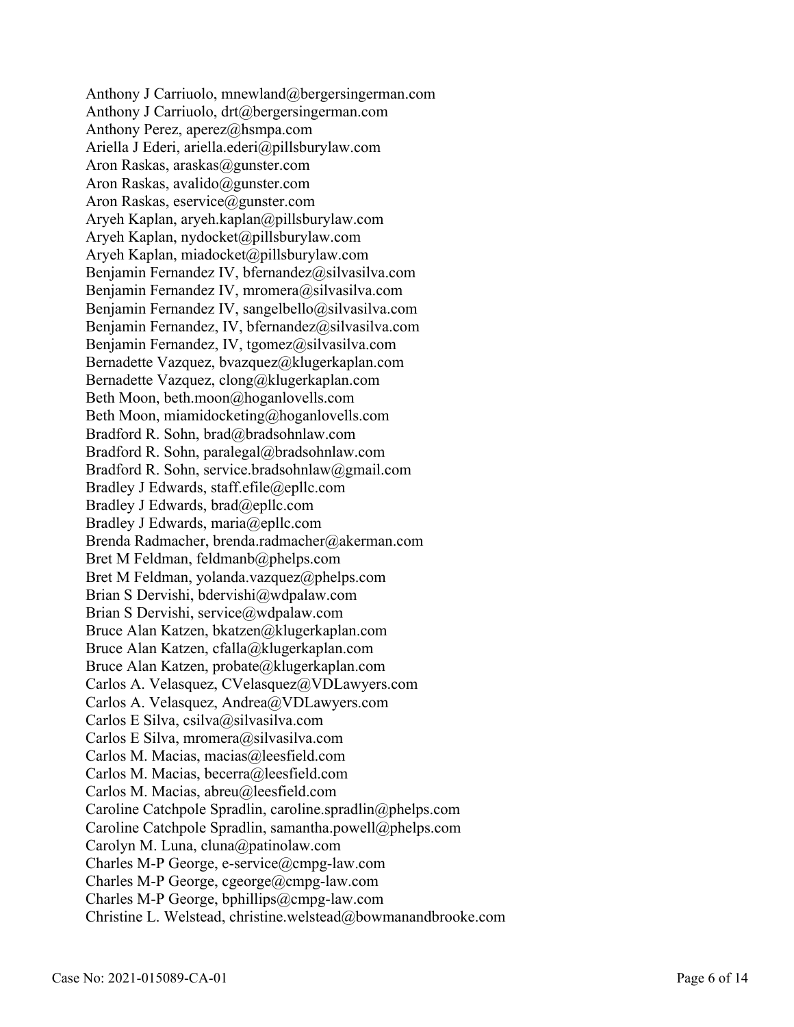Anthony J Carriuolo, mnewland@bergersingerman.com
Anthony J Carriuolo, drt@bergersingerman.com
Anthony Perez, aperez@hsmpa.com
Ariella J Ederi, ariella.ederi@pillsburylaw.com
Aron Raskas, araskas@gunster.com
Aron Raskas, avalido@gunster.com
Aron Raskas, eservice@gunster.com
Aryeh Kaplan, aryeh.kaplan@pillsburylaw.com
Aryeh Kaplan, nydocket@pillsburylaw.com
Aryeh Kaplan, miadocket@pillsburylaw.com
Benjamin Fernandez IV, bfernandez@silvasilva.com
Benjamin Fernandez IV, mromera@silvasilva.com
Benjamin Fernandez IV, sangelbello@silvasilva.com
Benjamin Fernandez, IV, bfernandez@silvasilva.com
Benjamin Fernandez, IV, tgomez@silvasilva.com
Bernadette Vazquez, bvazquez@klugerkaplan.com
Bernadette Vazquez, clong@klugerkaplan.com
Beth Moon, beth.moon@hoganlovells.com
Beth Moon, miamidocketing@hoganlovells.com
Bradford R. Sohn, brad@bradsohnlaw.com
Bradford R. Sohn, paralegal@bradsohnlaw.com
Bradford R. Sohn, service.bradsohnlaw@gmail.com
Bradley J Edwards, staff.efile@epllc.com
Bradley J Edwards, brad@epllc.com
Bradley J Edwards, maria@epllc.com
Brenda Radmacher, brenda.radmacher@akerman.com
Bret M Feldman, feldmanb@phelps.com
Bret M Feldman, yolanda.vazquez@phelps.com
Brian S Dervishi, bdervishi@wdpalaw.com
Brian S Dervishi, service@wdpalaw.com
Bruce Alan Katzen, bkatzen@klugerkaplan.com
Bruce Alan Katzen, cfalla@klugerkaplan.com
Bruce Alan Katzen, probate@klugerkaplan.com
Carlos A. Velasquez, CVelasquez@VDLawyers.com
Carlos A. Velasquez, Andrea@VDLawyers.com
Carlos E Silva, csilva@silvasilva.com
Carlos E Silva, mromera@silvasilva.com
Carlos M. Macias, macias@leesfield.com
Carlos M. Macias, becerra@leesfield.com
Carlos M. Macias, abreu@leesfield.com
Caroline Catchpole Spradlin, caroline.spradlin@phelps.com
Caroline Catchpole Spradlin, samantha.powell@phelps.com
Carolyn M. Luna, cluna@patinolaw.com
Charles M-P George, e-service@cmpg-law.com
Charles M-P George, cgeorge@cmpg-law.com
Charles M-P George, bphillips@cmpg-law.com
Christine L. Welstead, christine.welstead@bowmanandbrooke.com

Case No: 2021-015089-CA-01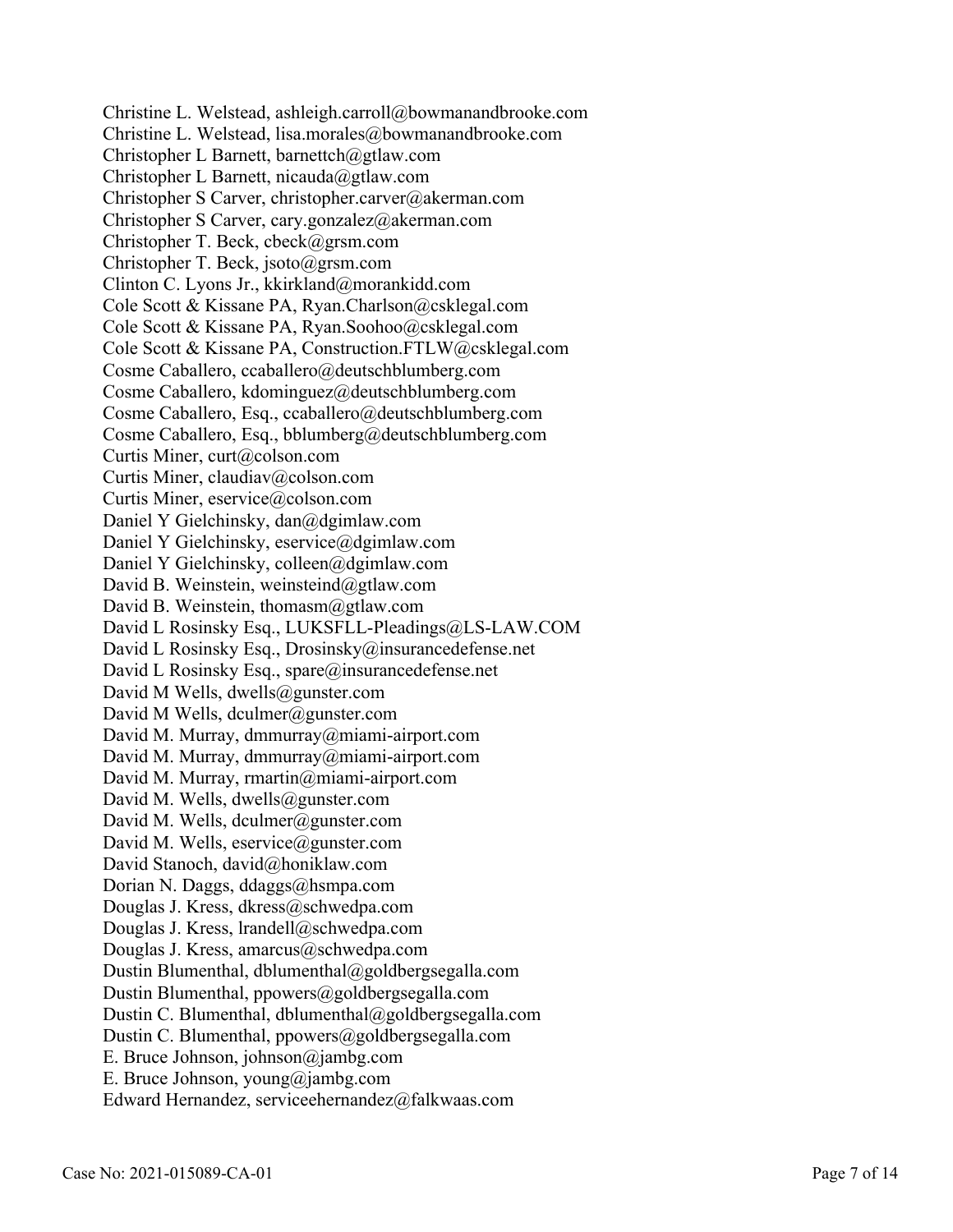Christine L. Welstead, ashleigh.carroll@bowmanandbrooke.com
Christine L. Welstead, lisa.morales@bowmanandbrooke.com
Christopher L Barnett, barnettch@gtlaw.com
Christopher L Barnett, nicauda@gtlaw.com
Christopher S Carver, christopher.carver@akerman.com
Christopher S Carver, cary.gonzalez@akerman.com
Christopher T. Beck, cbeck@grsm.com
Christopher T. Beck, jsoto@grsm.com
Clinton C. Lyons Jr., kkirkland@morankidd.com
Cole Scott & Kissane PA, Ryan.Charlson@csklegal.com
Cole Scott & Kissane PA, Ryan.Soohoo@csklegal.com
Cole Scott & Kissane PA, Construction.FTLW@csklegal.com
Cosme Caballero, ccaballero@deutschblumberg.com
Cosme Caballero, kdominguez@deutschblumberg.com
Cosme Caballero, Esq., ccaballero@deutschblumberg.com
Cosme Caballero, Esq., bblumberg@deutschblumberg.com
Curtis Miner, curt@colson.com
Curtis Miner, claudiav@colson.com
Curtis Miner, eservice@colson.com
Daniel Y Gielchinsky, dan@dgimlaw.com
Daniel Y Gielchinsky, eservice@dgimlaw.com
Daniel Y Gielchinsky, colleen@dgimlaw.com
David B. Weinstein, weinsteind@gtlaw.com
David B. Weinstein, thomasm@gtlaw.com
David L Rosinsky Esq., LUKSFLL-Pleadings@LS-LAW.COM
David L Rosinsky Esq., Drosinsky@insurancedefense.net
David L Rosinsky Esq., spare@insurancedefense.net
David M Wells, dwells@gunster.com
David M Wells, dculmer@gunster.com
David M. Murray, dmmurray@miami-airport.com
David M. Murray, dmmurray@miami-airport.com
David M. Murray, rmartin@miami-airport.com
David M. Wells, dwells@gunster.com
David M. Wells, dculmer@gunster.com
David M. Wells, eservice@gunster.com
David Stanoch, david@honiklaw.com
Dorian N. Daggs, ddaggs@hsmpa.com
Douglas J. Kress, dkress@schwedpa.com
Douglas J. Kress, lrandell@schwedpa.com
Douglas J. Kress, amarcus@schwedpa.com
Dustin Blumenthal, dblumenthal@goldbergsegalla.com
Dustin Blumenthal, ppowers@goldbergsegalla.com
Dustin C. Blumenthal, dblumenthal@goldbergsegalla.com
Dustin C. Blumenthal, ppowers@goldbergsegalla.com
E. Bruce Johnson, johnson@jambg.com
E. Bruce Johnson, young@jambg.com
Edward Hernandez, serviceehernandez@falkwaas.com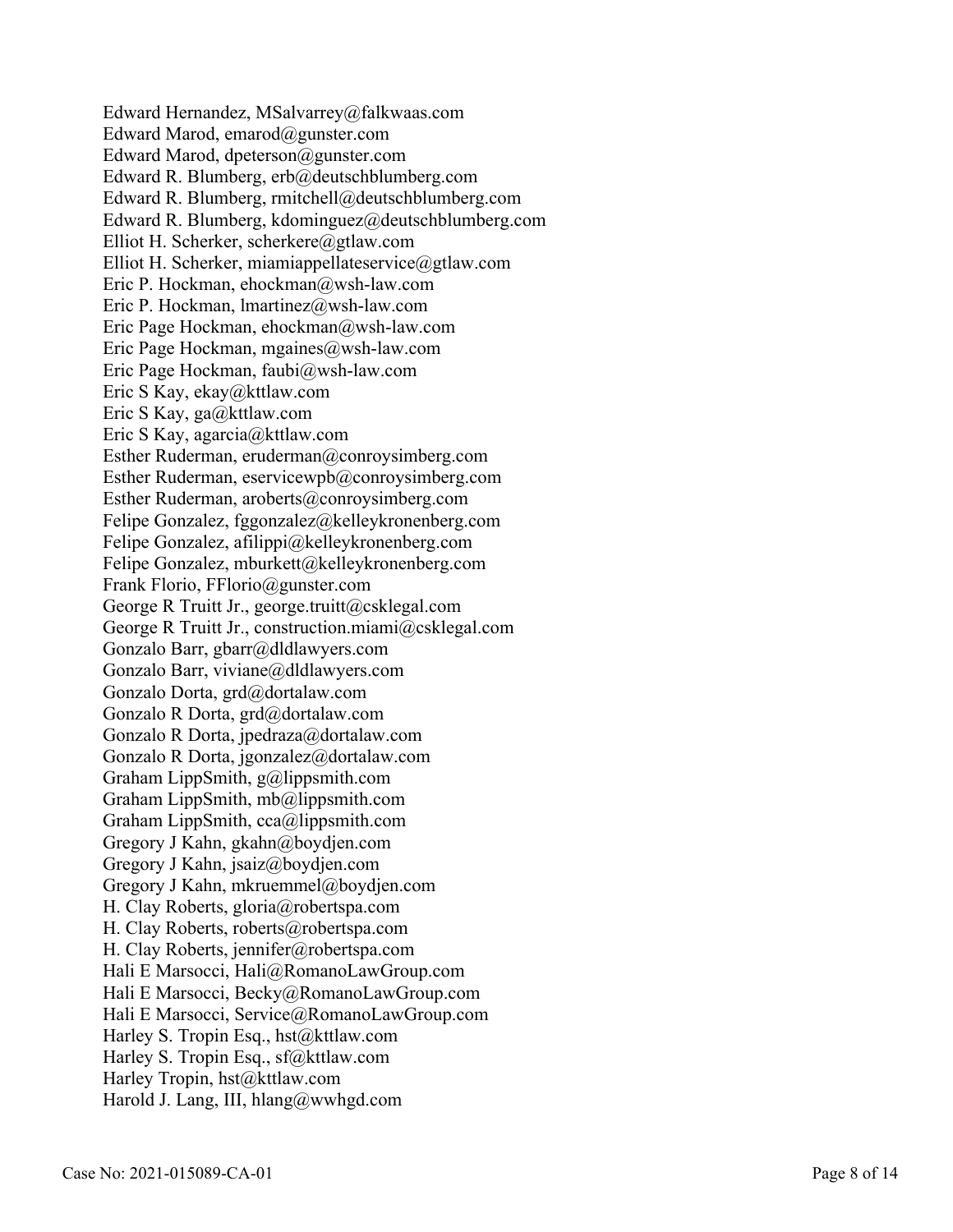Edward Hernandez, MSalvarrey@falkwaas.com
Edward Marod, emarod@gunster.com
Edward Marod, dpeterson@gunster.com
Edward R. Blumberg, erb@deutschblumberg.com
Edward R. Blumberg, rmitchell@deutschblumberg.com
Edward R. Blumberg, kdominguez@deutschblumberg.com
Elliot H. Scherker, scherkere@gtlaw.com
Elliot H. Scherker, miamiappellateservice@gtlaw.com
Eric P. Hockman, ehockman@wsh-law.com
Eric P. Hockman, lmartinez@wsh-law.com
Eric Page Hockman, ehockman@wsh-law.com
Eric Page Hockman, mgaines@wsh-law.com
Eric Page Hockman, faubi@wsh-law.com
Eric S Kay, ekay@kttlaw.com
Eric S Kay, ga@kttlaw.com
Eric S Kay, agarcia@kttlaw.com
Esther Ruderman, eruderman@conroysimberg.com
Esther Ruderman, eservicewpb@conroysimberg.com
Esther Ruderman, aroberts@conroysimberg.com
Felipe Gonzalez, fggonzalez@kelleykronenberg.com
Felipe Gonzalez, afilippi@kelleykronenberg.com
Felipe Gonzalez, mburkett@kelleykronenberg.com
Frank Florio, FFlorio@gunster.com
George R Truitt Jr., george.truitt@csklegal.com
George R Truitt Jr., construction.miami@csklegal.com
Gonzalo Barr, gbarr@dldlawyers.com
Gonzalo Barr, viviane@dldlawyers.com
Gonzalo Dorta, grd@dortalaw.com
Gonzalo R Dorta, grd@dortalaw.com
Gonzalo R Dorta, jpedraza@dortalaw.com
Gonzalo R Dorta, jgonzalez@dortalaw.com
Graham LippSmith, g@lippsmith.com
Graham LippSmith, mb@lippsmith.com
Graham LippSmith, cca@lippsmith.com
Gregory J Kahn, gkahn@boydjen.com
Gregory J Kahn, jsaiz@boydjen.com
Gregory J Kahn, mkruemmel@boydjen.com
H. Clay Roberts, gloria@robertspa.com
H. Clay Roberts, roberts@robertspa.com
H. Clay Roberts, jennifer@robertspa.com
Hali E Marsocci, Hali@RomanoLawGroup.com
Hali E Marsocci, Becky@RomanoLawGroup.com
Hali E Marsocci, Service@RomanoLawGroup.com
Harley S. Tropin Esq., hst@kttlaw.com
Harley S. Tropin Esq., sf@kttlaw.com
Harley Tropin, hst@kttlaw.com
Harold J. Lang, III, hlang@wwhgd.com

Case No: 2021-015089-CA-01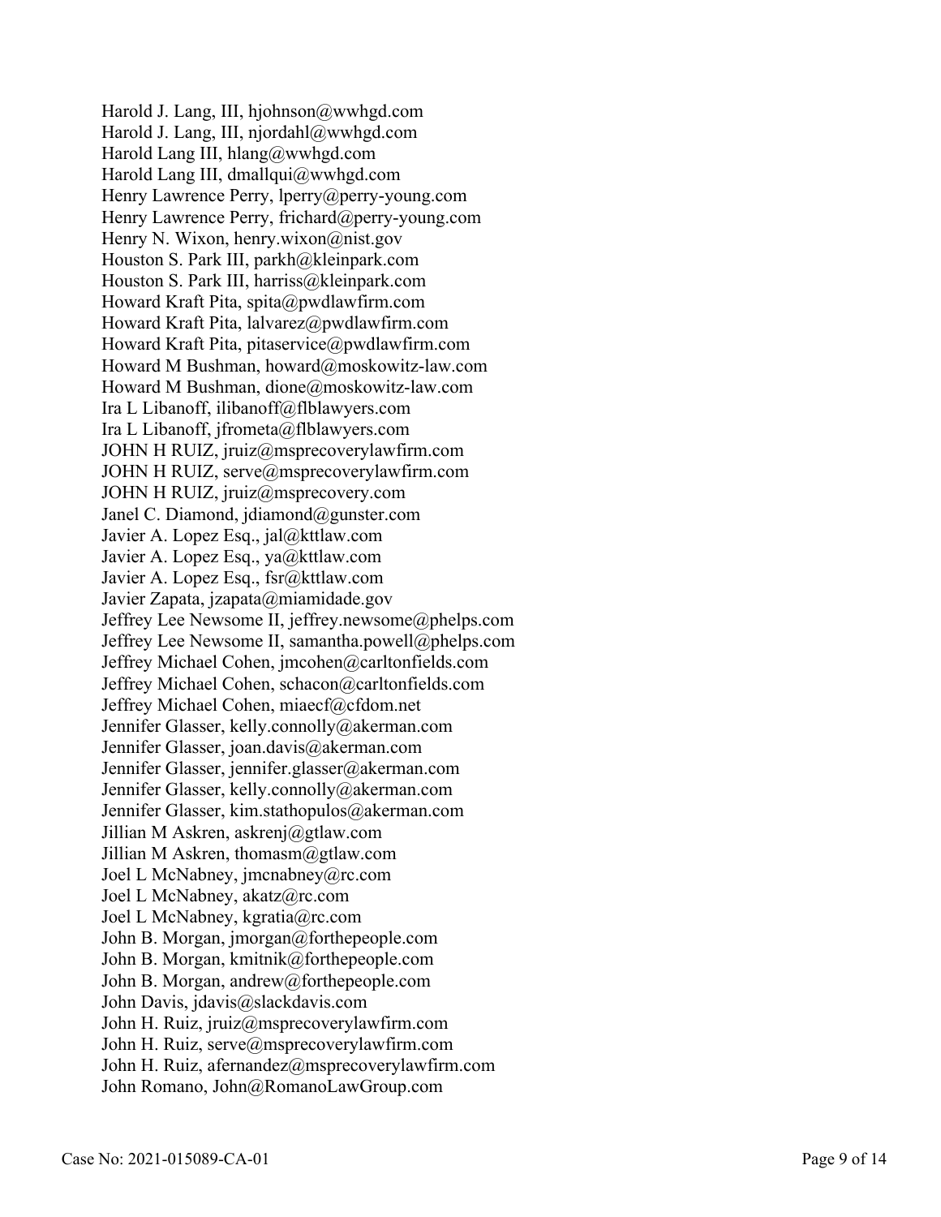Harold J. Lang, III, hjohnson@wwhgd.com
Harold J. Lang, III, njordahl@wwhgd.com
Harold Lang III, hlang@wwhgd.com
Harold Lang III, dmallqui@wwhgd.com
Henry Lawrence Perry, lperry@perry-young.com
Henry Lawrence Perry, frichard@perry-young.com
Henry N. Wixon, henry.wixon@nist.gov
Houston S. Park III, parkh@kleinpark.com
Houston S. Park III, harriss@kleinpark.com
Howard Kraft Pita, spita@pwdlawfirm.com
Howard Kraft Pita, lalvarez@pwdlawfirm.com
Howard Kraft Pita, pitaservice@pwdlawfirm.com
Howard M Bushman, howard@moskowitz-law.com
Howard M Bushman, dione@moskowitz-law.com
Ira L Libanoff, ilibanoff@flblawyers.com
Ira L Libanoff, jfrometa@flblawyers.com
JOHN H RUIZ, jruiz@msprecoverylawfirm.com
JOHN H RUIZ, serve@msprecoverylawfirm.com
JOHN H RUIZ, jruiz@msprecovery.com
Janel C. Diamond, jdiamond@gunster.com
Javier A. Lopez Esq., jal@kttlaw.com
Javier A. Lopez Esq., ya@kttlaw.com
Javier A. Lopez Esq., fsr@kttlaw.com
Javier Zapata, jzapata@miamidade.gov
Jeffrey Lee Newsome II, jeffrey.newsome@phelps.com
Jeffrey Lee Newsome II, samantha.powell@phelps.com
Jeffrey Michael Cohen, jmcohen@carltonfields.com
Jeffrey Michael Cohen, schacon@carltonfields.com
Jeffrey Michael Cohen, miaecf@cfdom.net
Jennifer Glasser, kelly.connolly@akerman.com
Jennifer Glasser, joan.davis@akerman.com
Jennifer Glasser, jennifer.glasser@akerman.com
Jennifer Glasser, kelly.connolly@akerman.com
Jennifer Glasser, kim.stathopulos@akerman.com
Jillian M Askren, askrenj@gtlaw.com
Jillian M Askren, thomasm@gtlaw.com
Joel L McNabney, jmcnabney@rc.com
Joel L McNabney, akatz@rc.com
Joel L McNabney, kgratia@rc.com
John B. Morgan, jmorgan@forthepeople.com
John B. Morgan, kmitnik@forthepeople.com
John B. Morgan, andrew@forthepeople.com
John Davis, jdavis@slackdavis.com
John H. Ruiz, jruiz@msprecoverylawfirm.com
John H. Ruiz, serve@msprecoverylawfirm.com
John H. Ruiz, afernandez@msprecoverylawfirm.com
John Romano, John@RomanoLawGroup.com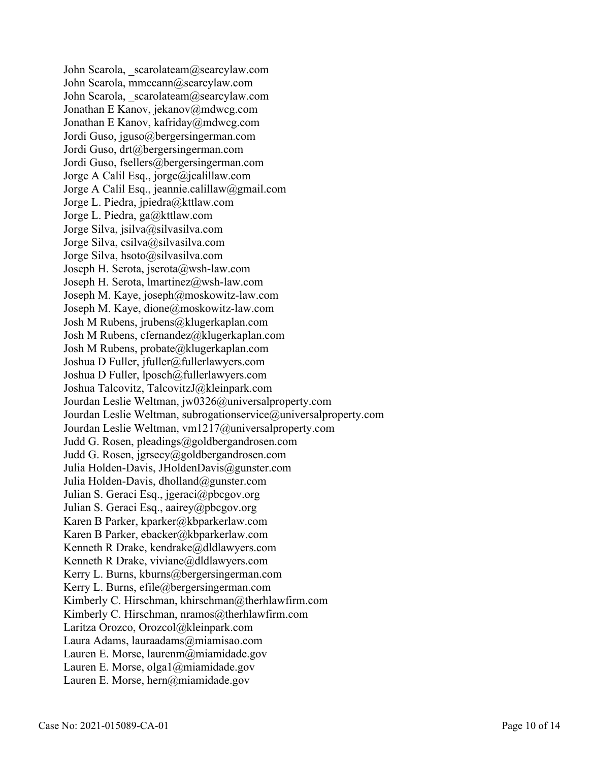John Scarola, _scarolateam@searcylaw.com
John Scarola, mmccann@searcylaw.com
John Scarola, _scarolateam@searcylaw.com
Jonathan E Kanov, jekanov@mdwcg.com
Jonathan E Kanov, kafriday@mdwcg.com
Jordi Guso, jguso@bergersingerman.com
Jordi Guso, drt@bergersingerman.com
Jordi Guso, fsellers@bergersingerman.com
Jorge A Calil Esq., jorge@jcalillaw.com
Jorge A Calil Esq., jeannie.calillaw@gmail.com
Jorge L. Piedra, jpiedra@kttlaw.com
Jorge L. Piedra, ga@kttlaw.com
Jorge Silva, jsilva@silvasilva.com
Jorge Silva, csilva@silvasilva.com
Jorge Silva, hsoto@silvasilva.com
Joseph H. Serota, jserota@wsh-law.com
Joseph H. Serota, lmartinez@wsh-law.com
Joseph M. Kaye, joseph@moskowitz-law.com
Joseph M. Kaye, dione@moskowitz-law.com
Josh M Rubens, jrubens@klugerkaplan.com
Josh M Rubens, cfernandez@klugerkaplan.com
Josh M Rubens, probate@klugerkaplan.com
Joshua D Fuller, jfuller@fullerlawyers.com
Joshua D Fuller, lposch@fullerlawyers.com
Joshua Talcovitz, TalcovitzJ@kleinpark.com
Jourdan Leslie Weltman, jw0326@universalproperty.com
Jourdan Leslie Weltman, subrogationservice@universalproperty.com
Jourdan Leslie Weltman, vm1217@universalproperty.com
Judd G. Rosen, pleadings@goldbergandrosen.com
Judd G. Rosen, jgrsecy@goldbergandrosen.com
Julia Holden-Davis, JHoldenDavis@gunster.com
Julia Holden-Davis, dholland@gunster.com
Julian S. Geraci Esq., jgeraci@pbcgov.org
Julian S. Geraci Esq., aairey@pbcgov.org
Karen B Parker, kparker@kbparkerlaw.com
Karen B Parker, ebacker@kbparkerlaw.com
Kenneth R Drake, kendrake@dldlawyers.com
Kenneth R Drake, viviane@dldlawyers.com
Kerry L. Burns, kburns@bergersingerman.com
Kerry L. Burns, efile@bergersingerman.com
Kimberly C. Hirschman, khirschman@therhlawfirm.com
Kimberly C. Hirschman, nramos@therhlawfirm.com
Laritza Orozco, Orozcol@kleinpark.com
Laura Adams, lauraadams@miamisao.com
Lauren E. Morse, laurenm@miamidade.gov
Lauren E. Morse, olga1@miamidade.gov
Lauren E. Morse, hern@miamidade.gov

Case No: 2021-015089-CA-01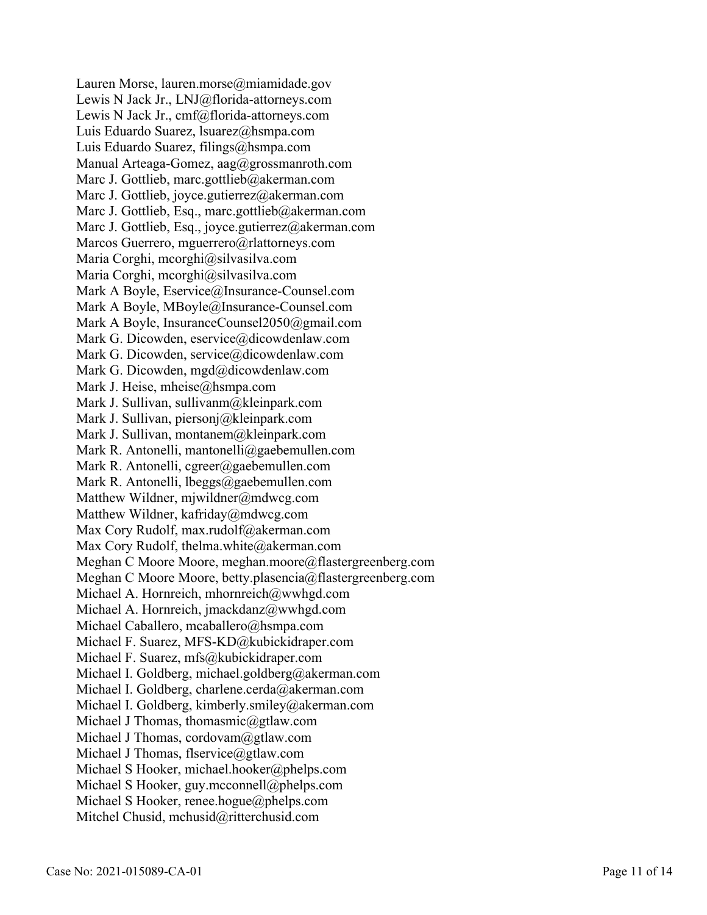Lauren Morse, lauren.morse@miamidade.gov
Lewis N Jack Jr., LNJ@florida-attorneys.com
Lewis N Jack Jr., cmf@florida-attorneys.com
Luis Eduardo Suarez, lsuarez@hsmpa.com
Luis Eduardo Suarez, filings@hsmpa.com
Manual Arteaga-Gomez, aag@grossmanroth.com
Marc J. Gottlieb, marc.gottlieb@akerman.com
Marc J. Gottlieb, joyce.gutierrez@akerman.com
Marc J. Gottlieb, Esq., marc.gottlieb@akerman.com
Marc J. Gottlieb, Esq., joyce.gutierrez@akerman.com
Marcos Guerrero, mguerrero@rlattorneys.com
Maria Corghi, mcorghi@silvasilva.com
Maria Corghi, mcorghi@silvasilva.com
Mark A Boyle, Eservice@Insurance-Counsel.com
Mark A Boyle, MBoyle@Insurance-Counsel.com
Mark A Boyle, InsuranceCounsel2050@gmail.com
Mark G. Dicowden, eservice@dicowdenlaw.com
Mark G. Dicowden, service@dicowdenlaw.com
Mark G. Dicowden, mgd@dicowdenlaw.com
Mark J. Heise, mheise@hsmpa.com
Mark J. Sullivan, sullivanm@kleinpark.com
Mark J. Sullivan, piersonj@kleinpark.com
Mark J. Sullivan, montanem@kleinpark.com
Mark R. Antonelli, mantonelli@gaebemullen.com
Mark R. Antonelli, cgreer@gaebemullen.com
Mark R. Antonelli, lbeggs@gaebemullen.com
Matthew Wildner, mjwildner@mdwcg.com
Matthew Wildner, kafriday@mdwcg.com
Max Cory Rudolf, max.rudolf@akerman.com
Max Cory Rudolf, thelma.white@akerman.com
Meghan C Moore Moore, meghan.moore@flastergreenberg.com
Meghan C Moore Moore, betty.plasencia@flastergreenberg.com
Michael A. Hornreich, mhornreich@wwhgd.com
Michael A. Hornreich, jmackdanz@wwhgd.com
Michael Caballero, mcaballero@hsmpa.com
Michael F. Suarez, MFS-KD@kubickidraper.com
Michael F. Suarez, mfs@kubickidraper.com
Michael I. Goldberg, michael.goldberg@akerman.com
Michael I. Goldberg, charlene.cerda@akerman.com
Michael I. Goldberg, kimberly.smiley@akerman.com
Michael J Thomas, thomasmic@gtlaw.com
Michael J Thomas, cordovam@gtlaw.com
Michael J Thomas, flservice@gtlaw.com
Michael S Hooker, michael.hooker@phelps.com
Michael S Hooker, guy.mcconnell@phelps.com
Michael S Hooker, renee.hogue@phelps.com
Mitchel Chusid, mchusid@ritterchusid.com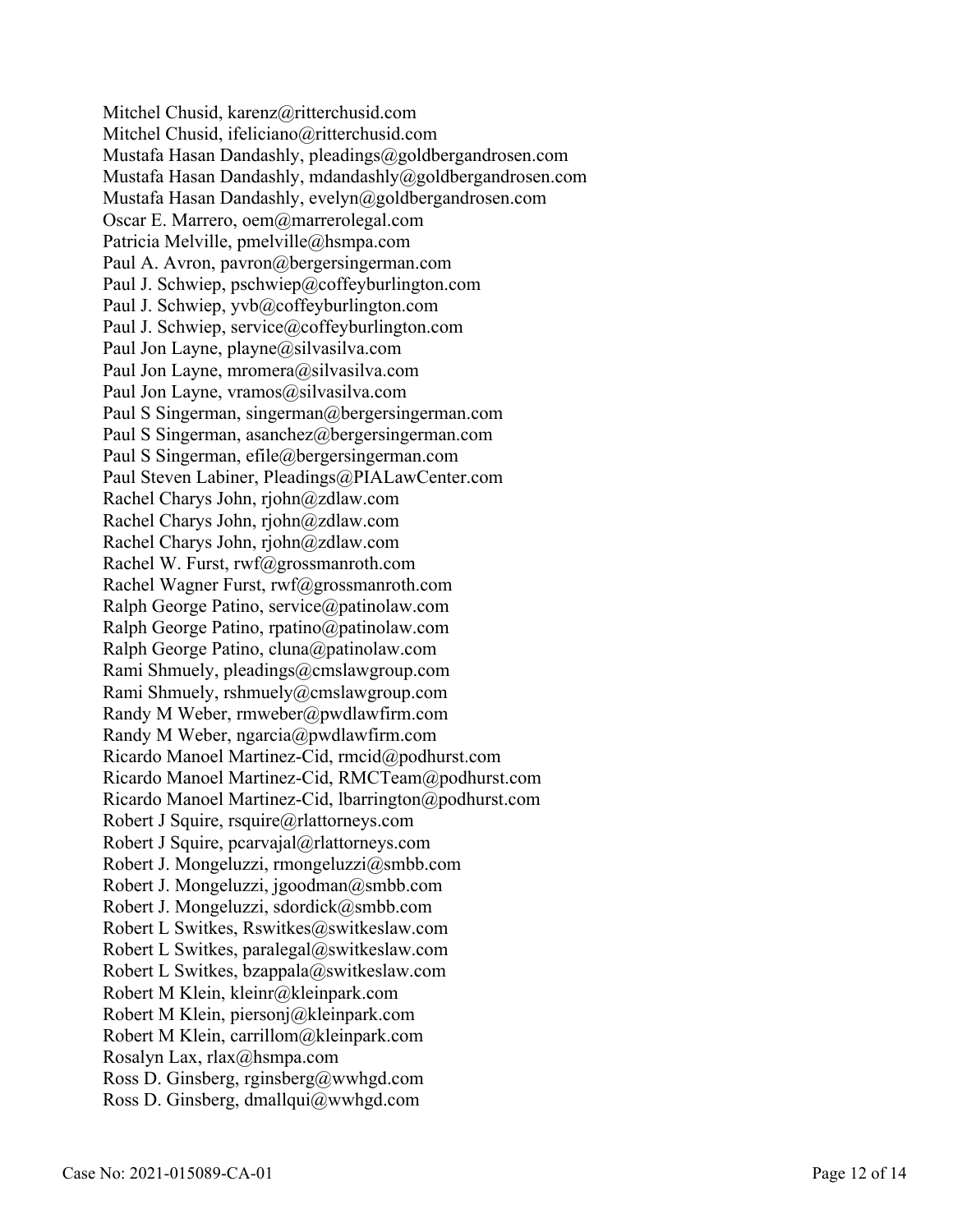Mitchel Chusid, karenz@ritterchusid.com
Mitchel Chusid, ifeliciano@ritterchusid.com
Mustafa Hasan Dandashly, pleadings@goldbergandrosen.com
Mustafa Hasan Dandashly, mdandashly@goldbergandrosen.com
Mustafa Hasan Dandashly, evelyn@goldbergandrosen.com
Oscar E. Marrero, oem@marrerolegal.com
Patricia Melville, pmelville@hsmpa.com
Paul A. Avron, pavron@bergersingerman.com
Paul J. Schwiep, pschwiep@coffeyburlington.com
Paul J. Schwiep, yvb@coffeyburlington.com
Paul J. Schwiep, service@coffeyburlington.com
Paul Jon Layne, playne@silvasilva.com
Paul Jon Layne, mromera@silvasilva.com
Paul Jon Layne, vramos@silvasilva.com
Paul S Singerman, singerman@bergersingerman.com
Paul S Singerman, asanchez@bergersingerman.com
Paul S Singerman, efile@bergersingerman.com
Paul Steven Labiner, Pleadings@PIALawCenter.com
Rachel Charys John, rjohn@zdlaw.com
Rachel Charys John, rjohn@zdlaw.com
Rachel Charys John, rjohn@zdlaw.com
Rachel W. Furst, rwf@grossmanroth.com
Rachel Wagner Furst, rwf@grossmanroth.com
Ralph George Patino, service@patinolaw.com
Ralph George Patino, rpatino@patinolaw.com
Ralph George Patino, cluna@patinolaw.com
Rami Shmuely, pleadings@cmslawgroup.com
Rami Shmuely, rshmuely@cmslawgroup.com
Randy M Weber, rmweber@pwdlawfirm.com
Randy M Weber, ngarcia@pwdlawfirm.com
Ricardo Manoel Martinez-Cid, rmcid@podhurst.com
Ricardo Manoel Martinez-Cid, RMCTeam@podhurst.com
Ricardo Manoel Martinez-Cid, lbarrington@podhurst.com
Robert J Squire, rsquire@rlattorneys.com
Robert J Squire, pcarvajal@rlattorneys.com
Robert J. Mongeluzzi, rmongeluzzi@smbb.com
Robert J. Mongeluzzi, jgoodman@smbb.com
Robert J. Mongeluzzi, sdordick@smbb.com
Robert L Switkes, Rswitkes@switkeslaw.com
Robert L Switkes, paralegal@switkeslaw.com
Robert L Switkes, bzappala@switkeslaw.com
Robert M Klein, kleinr@kleinpark.com
Robert M Klein, piersonj@kleinpark.com
Robert M Klein, carrillom@kleinpark.com
Rosalyn Lax, rlax@hsmpa.com
Ross D. Ginsberg, rginsberg@wwhgd.com
Ross D. Ginsberg, dmallqui@wwhgd.com

Case No: 2021-015089-CA-01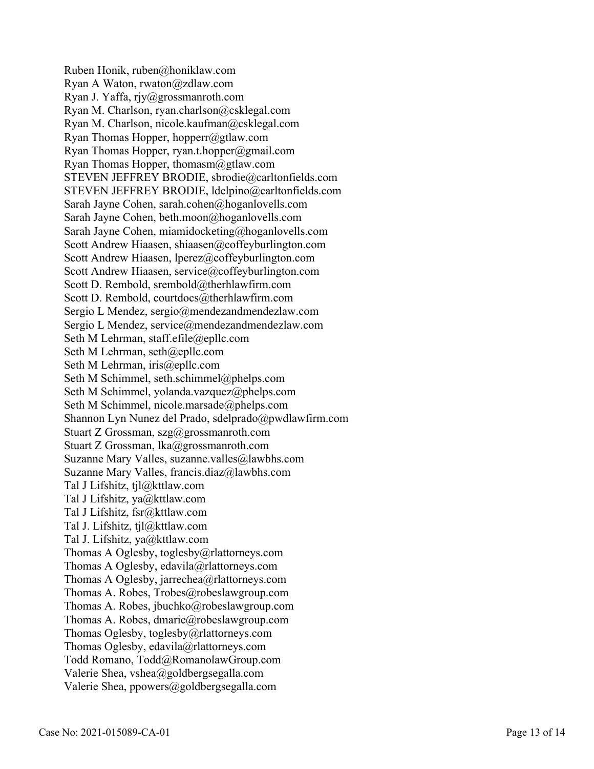Ruben Honik, ruben@honiklaw.com
Ryan A Waton, rwaton@zdlaw.com
Ryan J. Yaffa, rjy@grossmanroth.com
Ryan M. Charlson, ryan.charlson@csklegal.com
Ryan M. Charlson, nicole.kaufman@csklegal.com
Ryan Thomas Hopper, hopperr@gtlaw.com
Ryan Thomas Hopper, ryan.t.hopper@gmail.com
Ryan Thomas Hopper, thomasm@gtlaw.com
STEVEN JEFFREY BRODIE, sbrodie@carltonfields.com
STEVEN JEFFREY BRODIE, ldelpino@carltonfields.com
Sarah Jayne Cohen, sarah.cohen@hoganlovells.com
Sarah Jayne Cohen, beth.moon@hoganlovells.com
Sarah Jayne Cohen, miamidocketing@hoganlovells.com
Scott Andrew Hiaasen, shiaasen@coffeyburlington.com
Scott Andrew Hiaasen, lperez@coffeyburlington.com
Scott Andrew Hiaasen, service@coffeyburlington.com
Scott D. Rembold, srembold@therhlawfirm.com
Scott D. Rembold, courtdocs@therhlawfirm.com
Sergio L Mendez, sergio@mendezandmendezlaw.com
Sergio L Mendez, service@mendezandmendezlaw.com
Seth M Lehrman, staff.efile@epllc.com
Seth M Lehrman, seth@epllc.com
Seth M Lehrman, iris@epllc.com
Seth M Schimmel, seth.schimmel@phelps.com
Seth M Schimmel, yolanda.vazquez@phelps.com
Seth M Schimmel, nicole.marsade@phelps.com
Shannon Lyn Nunez del Prado, sdelprado@pwdlawfirm.com
Stuart Z Grossman, szg@grossmanroth.com
Stuart Z Grossman, lka@grossmanroth.com
Suzanne Mary Valles, suzanne.valles@lawbhs.com
Suzanne Mary Valles, francis.diaz@lawbhs.com
Tal J Lifshitz, tjl@kttlaw.com
Tal J Lifshitz, ya@kttlaw.com
Tal J Lifshitz, fsr@kttlaw.com
Tal J. Lifshitz, tjl@kttlaw.com
Tal J. Lifshitz, ya@kttlaw.com
Thomas A Oglesby, toglesby@rlattorneys.com
Thomas A Oglesby, edavila@rlattorneys.com
Thomas A Oglesby, jarrechea@rlattorneys.com
Thomas A. Robes, Trobes@robeslawgroup.com
Thomas A. Robes, jbuchko@robeslawgroup.com
Thomas A. Robes, dmarie@robeslawgroup.com
Thomas Oglesby, toglesby@rlattorneys.com
Thomas Oglesby, edavila@rlattorneys.com
Todd Romano, Todd@RomanolawGroup.com
Valerie Shea, vshea@goldbergsegalla.com
Valerie Shea, ppowers@goldbergsegalla.com

Case No: 2021-015089-CA-01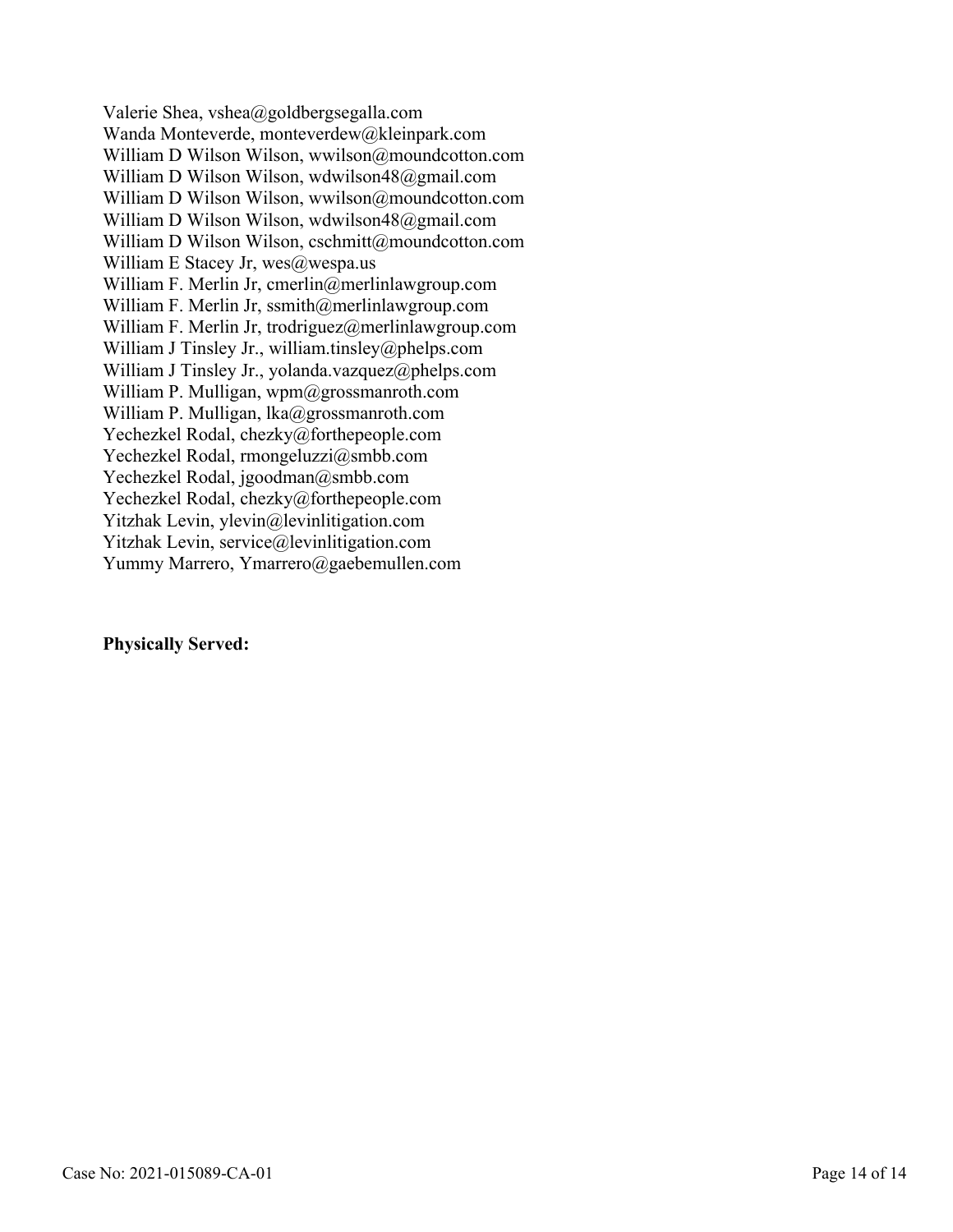Valerie Shea, vshea@goldbergsegalla.com
Wanda Monteverde, monteverdew@kleinpark.com
William D Wilson Wilson, wwilson@moundcotton.com
William D Wilson Wilson, wdwilson48@gmail.com
William D Wilson Wilson, wwilson@moundcotton.com
William D Wilson Wilson, wdwilson48@gmail.com
William D Wilson Wilson, cschmitt@moundcotton.com
William E Stacey Jr, wes@wespa.us
William F. Merlin Jr, cmerlin@merlinlawgroup.com
William F. Merlin Jr, ssmith@merlinlawgroup.com
William F. Merlin Jr, trodriguez@merlinlawgroup.com
William J Tinsley Jr., william.tinsley@phelps.com
William J Tinsley Jr., yolanda.vazquez@phelps.com
William P. Mulligan, wpm@grossmanroth.com
William P. Mulligan, lka@grossmanroth.com
Yechezkel Rodal, chezky@forthepeople.com
Yechezkel Rodal, rmongeluzzi@smbb.com
Yechezkel Rodal, jgoodman@smbb.com
Yechezkel Rodal, chezky@forthepeople.com
Yitzhak Levin, ylevin@levinlitigation.com
Yitzhak Levin, service@levinlitigation.com
Yummy Marrero, Ymarrero@gaebemullen.com

**Physically Served:**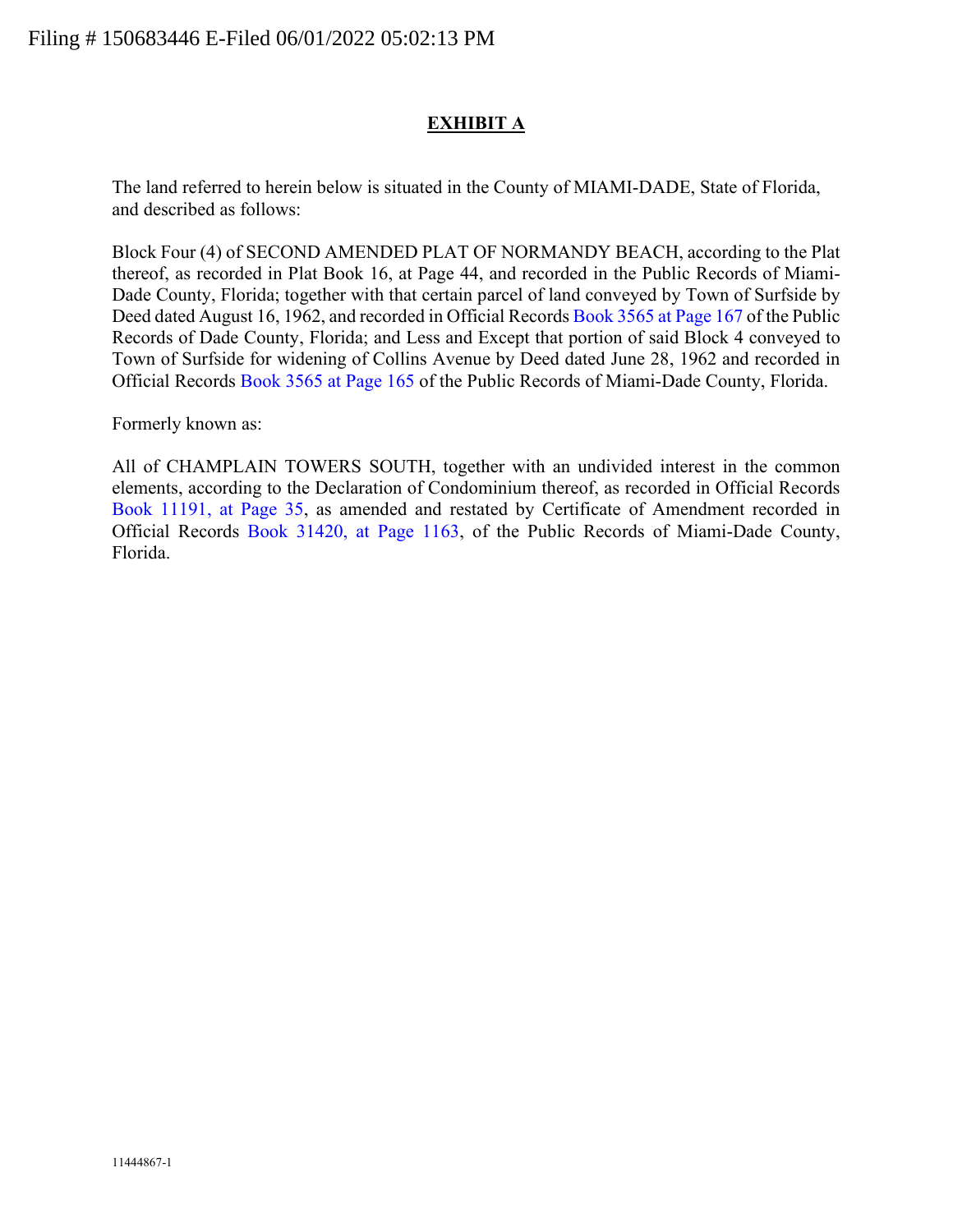Filing # 150683446 E-Filed 06/01/2022 05:02:13 PM

# EXHIBIT A

The land referred to herein below is situated in the County of MIAMI-DADE, State of Florida, and described as follows:

Block Four (4) of SECOND AMENDED PLAT OF NORMANDY BEACH, according to the Plat thereof, as recorded in Plat Book 16, at Page 44, and recorded in the Public Records of Miami-Dade County, Florida; together with that certain parcel of land conveyed by Town of Surfside by Deed dated August 16, 1962, and recorded in Official Records Book 3565 at Page 167 of the Public Records of Dade County, Florida; and Less and Except that portion of said Block 4 conveyed to Town of Surfside for widening of Collins Avenue by Deed dated June 28, 1962 and recorded in Official Records Book 3565 at Page 165 of the Public Records of Miami-Dade County, Florida.

Formerly known as:

All of CHAMPLAIN TOWERS SOUTH, together with an undivided interest in the common elements, according to the Declaration of Condominium thereof, as recorded in Official Records Book 11191, at Page 35, as amended and restated by Certificate of Amendment recorded in Official Records Book 31420, at Page 1163, of the Public Records of Miami-Dade County, Florida.

11444867-1